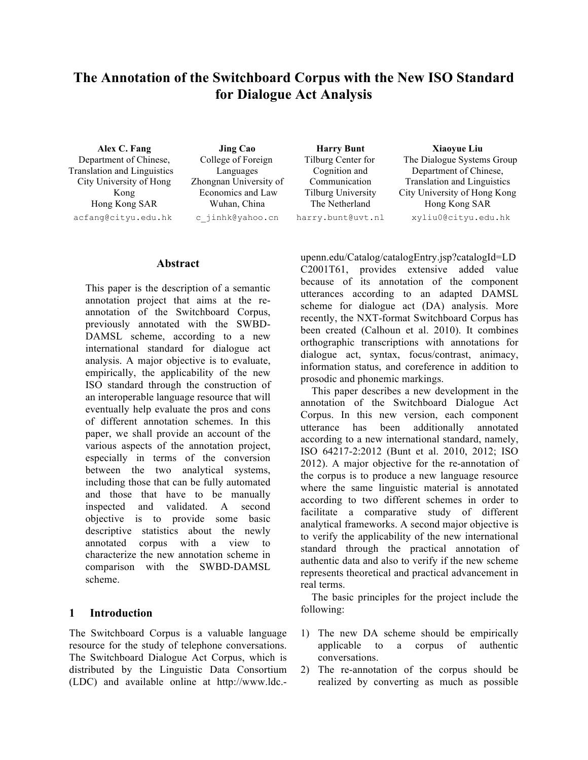# The Annotation of the Switchboard Corpus with the New ISO Standard for Dialogue Act Analysis

**Alex C. Fang**
Department of Chinese, Translation and Linguistics
City University of Hong Kong
Hong Kong SAR
acfang@cityu.edu.hk

**Jing Cao**
College of Foreign Languages
Zhongnan University of Economics and Law
Wuhan, China
c_jinhk@yahoo.cn

**Harry Bunt**
Tilburg Center for Cognition and Communication
Tilburg University
The Netherland
harry.bunt@uvt.nl

**Xiaoyue Liu**
The Dialogue Systems Group
Department of Chinese, Translation and Linguistics
City University of Hong Kong
Hong Kong SAR
xyliu0@cityu.edu.hk

## Abstract

This paper is the description of a semantic annotation project that aims at the re-annotation of the Switchboard Corpus, previously annotated with the SWBD-DAMSL scheme, according to a new international standard for dialogue act analysis. A major objective is to evaluate, empirically, the applicability of the new ISO standard through the construction of an interoperable language resource that will eventually help evaluate the pros and cons of different annotation schemes. In this paper, we shall provide an account of the various aspects of the annotation project, especially in terms of the conversion between the two analytical systems, including those that can be fully automated and those that have to be manually inspected and validated. A second objective is to provide some basic descriptive statistics about the newly annotated corpus with a view to characterize the new annotation scheme in comparison with the SWBD-DAMSL scheme.

## 1 Introduction

The Switchboard Corpus is a valuable language resource for the study of telephone conversations. The Switchboard Dialogue Act Corpus, which is distributed by the Linguistic Data Consortium (LDC) and available online at http://www.ldc.upenn.edu/Catalog/catalogEntry.jsp?catalogId=LDC2001T61, provides extensive added value because of its annotation of the component utterances according to an adapted DAMSL scheme for dialogue act (DA) analysis. More recently, the NXT-format Switchboard Corpus has been created (Calhoun et al. 2010). It combines orthographic transcriptions with annotations for dialogue act, syntax, focus/contrast, animacy, information status, and coreference in addition to prosodic and phonemic markings.

This paper describes a new development in the annotation of the Switchboard Dialogue Act Corpus. In this new version, each component utterance has been additionally annotated according to a new international standard, namely, ISO 64217-2:2012 (Bunt et al. 2010, 2012; ISO 2012). A major objective for the re-annotation of the corpus is to produce a new language resource where the same linguistic material is annotated according to two different schemes in order to facilitate a comparative study of different analytical frameworks. A second major objective is to verify the applicability of the new international standard through the practical annotation of authentic data and also to verify if the new scheme represents theoretical and practical advancement in real terms.

The basic principles for the project include the following:

1) The new DA scheme should be empirically applicable to a corpus of authentic conversations.
2) The re-annotation of the corpus should be realized by converting as much as possible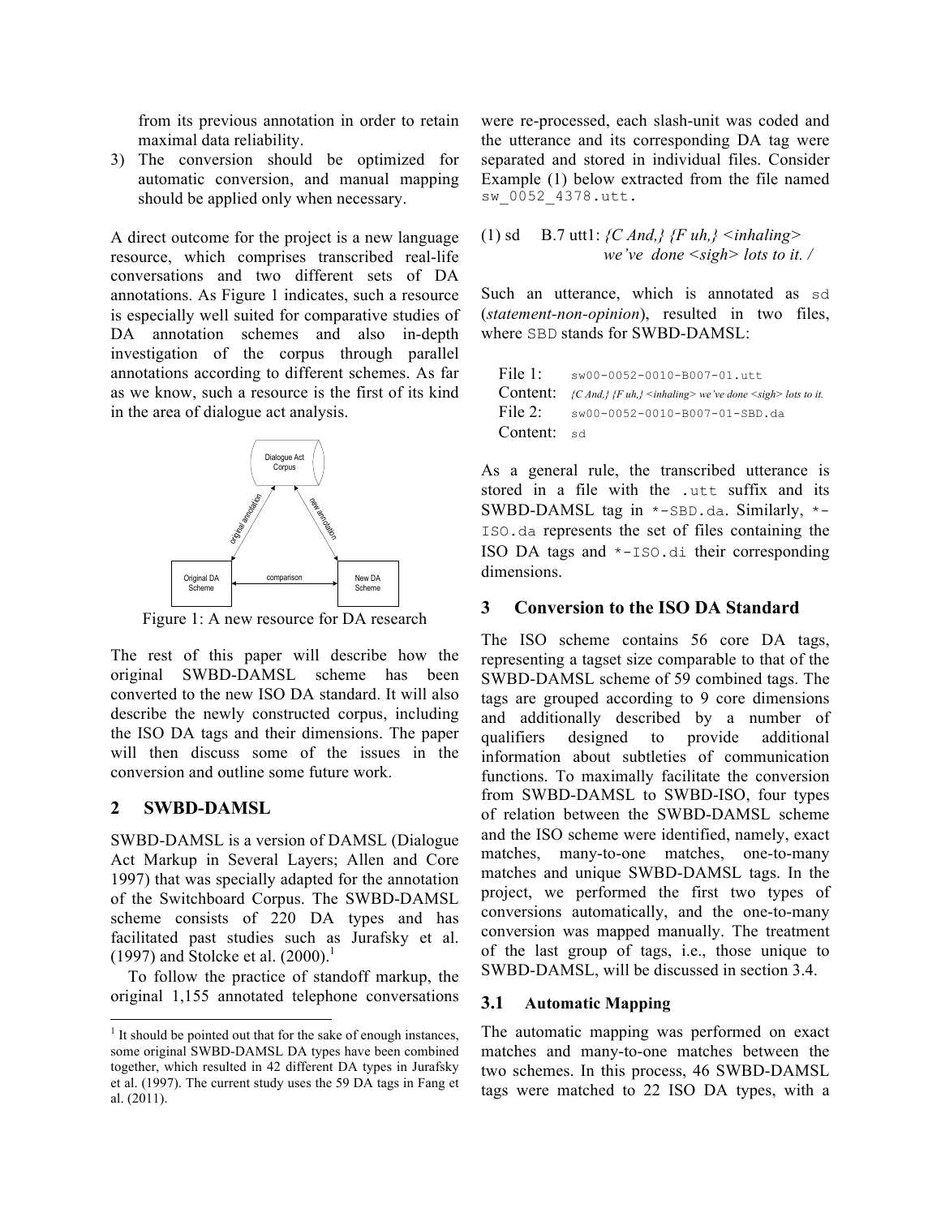from its previous annotation in order to retain maximal data reliability.

3) The conversion should be optimized for automatic conversion, and manual mapping should be applied only when necessary.

A direct outcome for the project is a new language resource, which comprises transcribed real-life conversations and two different sets of DA annotations. As Figure 1 indicates, such a resource is especially well suited for comparative studies of DA annotation schemes and also in-depth investigation of the corpus through parallel annotations according to different schemes. As far as we know, such a resource is the first of its kind in the area of dialogue act analysis.

Figure 1: A new resource for DA research

The rest of this paper will describe how the original SWBD-DAMSL scheme has been converted to the new ISO DA standard. It will also describe the newly constructed corpus, including the ISO DA tags and their dimensions. The paper will then discuss some of the issues in the conversion and outline some future work.

## 2 SWBD-DAMSL

SWBD-DAMSL is a version of DAMSL (Dialogue Act Markup in Several Layers; Allen and Core 1997) that was specially adapted for the annotation of the Switchboard Corpus. The SWBD-DAMSL scheme consists of 220 DA types and has facilitated past studies such as Jurafsky et al. (1997) and Stolcke et al. (2000).[1]

To follow the practice of standoff markup, the original 1,155 annotated telephone conversations were re-processed, each slash-unit was coded and the utterance and its corresponding DA tag were separated and stored in individual files. Consider Example (1) below extracted from the file named `sw_0052_4378.utt.`

(1) sd B.7 utt1: *{C And,} {F uh,} <inhaling> we've done <sigh> lots to it. /*

Such an utterance, which is annotated as `sd` (*statement-non-opinion*), resulted in two files, where `SBD` stands for SWBD-DAMSL:

File 1: `sw00-0052-0010-B007-01.utt`
Content: *{C And,} {F uh,} <inhaling> we've done <sigh> lots to it.*
File 2: `sw00-0052-0010-B007-01-SBD.da`
Content: `sd`

As a general rule, the transcribed utterance is stored in a file with the `.utt` suffix and its SWBD-DAMSL tag in `*-SBD.da`. Similarly, `*-ISO.da` represents the set of files containing the ISO DA tags and `*-ISO.di` their corresponding dimensions.

## 3 Conversion to the ISO DA Standard

The ISO scheme contains 56 core DA tags, representing a tagset size comparable to that of the SWBD-DAMSL scheme of 59 combined tags. The tags are grouped according to 9 core dimensions and additionally described by a number of qualifiers designed to provide additional information about subtleties of communication functions. To maximally facilitate the conversion from SWBD-DAMSL to SWBD-ISO, four types of relation between the SWBD-DAMSL scheme and the ISO scheme were identified, namely, exact matches, many-to-one matches, one-to-many matches and unique SWBD-DAMSL tags. In the project, we performed the first two types of conversions automatically, and the one-to-many conversion was mapped manually. The treatment of the last group of tags, i.e., those unique to SWBD-DAMSL, will be discussed in section 3.4.

### 3.1 Automatic Mapping

The automatic mapping was performed on exact matches and many-to-one matches between the two schemes. In this process, 46 SWBD-DAMSL tags were matched to 22 ISO DA types, with a

[1] It should be pointed out that for the sake of enough instances, some original SWBD-DAMSL DA types have been combined together, which resulted in 42 different DA types in Jurafsky et al. (1997). The current study uses the 59 DA tags in Fang et al. (2011).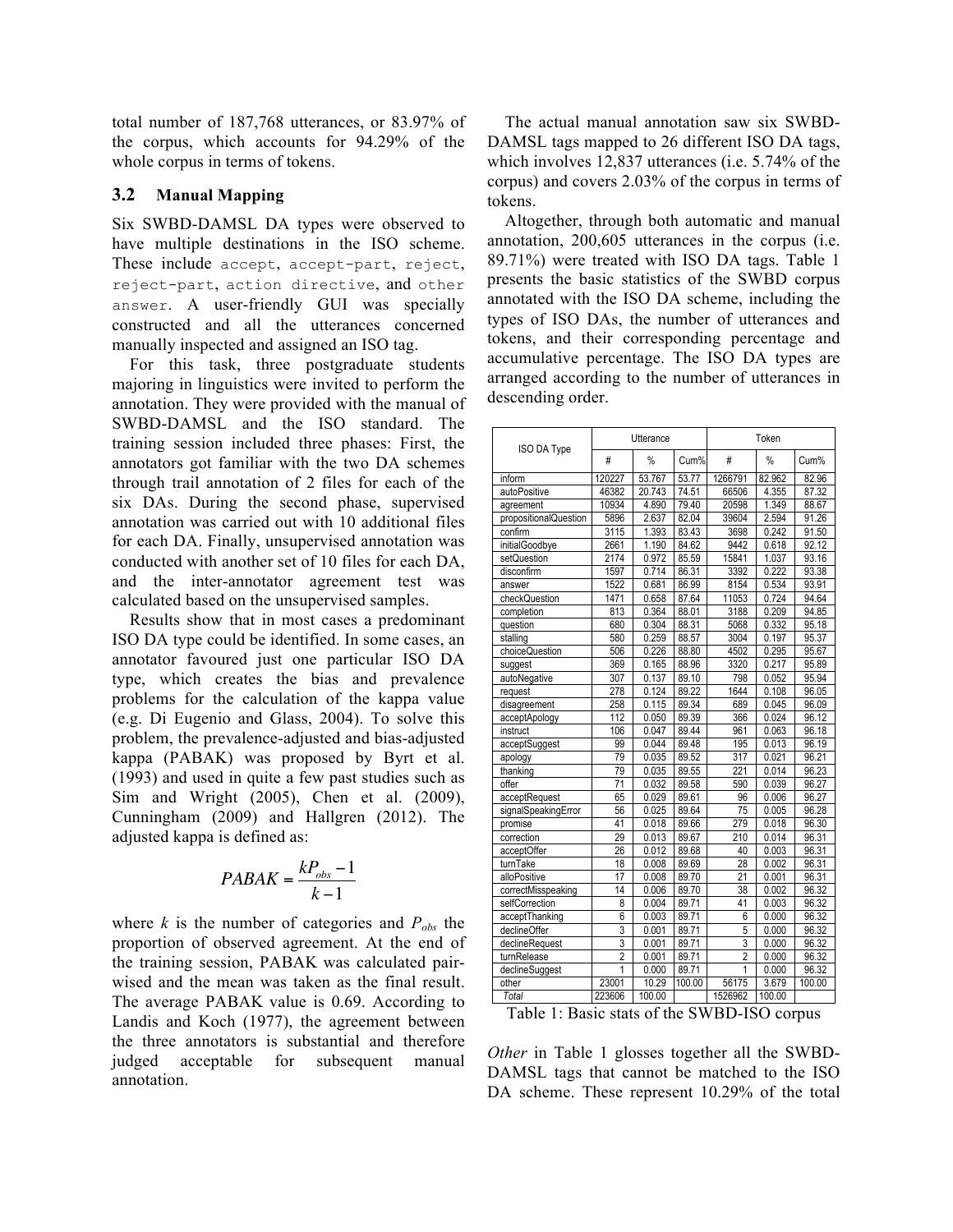total number of 187,768 utterances, or 83.97% of the corpus, which accounts for 94.29% of the whole corpus in terms of tokens.

### 3.2 Manual Mapping

Six SWBD-DAMSL DA types were observed to have multiple destinations in the ISO scheme. These include `accept`, `accept-part`, `reject`, `reject-part`, `action directive`, and `other answer`. A user-friendly GUI was specially constructed and all the utterances concerned manually inspected and assigned an ISO tag.

For this task, three postgraduate students majoring in linguistics were invited to perform the annotation. They were provided with the manual of SWBD-DAMSL and the ISO standard. The training session included three phases: First, the annotators got familiar with the two DA schemes through trail annotation of 2 files for each of the six DAs. During the second phase, supervised annotation was carried out with 10 additional files for each DA. Finally, unsupervised annotation was conducted with another set of 10 files for each DA, and the inter-annotator agreement test was calculated based on the unsupervised samples.

Results show that in most cases a predominant ISO DA type could be identified. In some cases, an annotator favoured just one particular ISO DA type, which creates the bias and prevalence problems for the calculation of the kappa value (e.g. Di Eugenio and Glass, 2004). To solve this problem, the prevalence-adjusted and bias-adjusted kappa (PABAK) was proposed by Byrt et al. (1993) and used in quite a few past studies such as Sim and Wright (2005), Chen et al. (2009), Cunningham (2009) and Hallgren (2012). The adjusted kappa is defined as:

$$PABAK = \frac{kP_{obs} - 1}{k - 1}$$

where $k$ is the number of categories and $P_{obs}$ the proportion of observed agreement. At the end of the training session, PABAK was calculated pair-wised and the mean was taken as the final result. The average PABAK value is 0.69. According to Landis and Koch (1977), the agreement between the three annotators is substantial and therefore judged acceptable for subsequent manual annotation.

The actual manual annotation saw six SWBD-DAMSL tags mapped to 26 different ISO DA tags, which involves 12,837 utterances (i.e. 5.74% of the corpus) and covers 2.03% of the corpus in terms of tokens.

Altogether, through both automatic and manual annotation, 200,605 utterances in the corpus (i.e. 89.71%) were treated with ISO DA tags. Table 1 presents the basic statistics of the SWBD corpus annotated with the ISO DA scheme, including the types of ISO DAs, the number of utterances and tokens, and their corresponding percentage and accumulative percentage. The ISO DA types are arranged according to the number of utterances in descending order.

| ISO DA Type | Utterance | | | Token | | |
|---|---|---|---|---|---|---|
| | # | % | Cum% | # | % | Cum% |
| inform | 120227 | 53.767 | 53.77 | 1266791 | 82.962 | 82.96 |
| autoPositive | 46382 | 20.743 | 74.51 | 66506 | 4.355 | 87.32 |
| agreement | 10934 | 4.890 | 79.40 | 20598 | 1.349 | 88.67 |
| propositionalQuestion | 5896 | 2.637 | 82.04 | 39604 | 2.594 | 91.26 |
| confirm | 3115 | 1.393 | 83.43 | 3698 | 0.242 | 91.50 |
| initialGoodbye | 2661 | 1.190 | 84.62 | 9442 | 0.618 | 92.12 |
| setQuestion | 2174 | 0.972 | 85.59 | 15841 | 1.037 | 93.16 |
| disconfirm | 1597 | 0.714 | 86.31 | 3392 | 0.222 | 93.38 |
| answer | 1522 | 0.681 | 86.99 | 8154 | 0.534 | 93.91 |
| checkQuestion | 1471 | 0.658 | 87.64 | 11053 | 0.724 | 94.64 |
| completion | 813 | 0.364 | 88.01 | 3188 | 0.209 | 94.85 |
| question | 680 | 0.304 | 88.31 | 5068 | 0.332 | 95.18 |
| stalling | 580 | 0.259 | 88.57 | 3004 | 0.197 | 95.37 |
| choiceQuestion | 506 | 0.226 | 88.80 | 4502 | 0.295 | 95.67 |
| suggest | 369 | 0.165 | 88.96 | 3320 | 0.217 | 95.89 |
| autoNegative | 307 | 0.137 | 89.10 | 798 | 0.052 | 95.94 |
| request | 278 | 0.124 | 89.22 | 1644 | 0.108 | 96.05 |
| disagreement | 258 | 0.115 | 89.34 | 689 | 0.045 | 96.09 |
| acceptApology | 112 | 0.050 | 89.39 | 366 | 0.024 | 96.12 |
| instruct | 106 | 0.047 | 89.44 | 961 | 0.063 | 96.18 |
| acceptSuggest | 99 | 0.044 | 89.48 | 195 | 0.013 | 96.19 |
| apology | 79 | 0.035 | 89.52 | 317 | 0.021 | 96.21 |
| thanking | 79 | 0.035 | 89.55 | 221 | 0.014 | 96.23 |
| offer | 71 | 0.032 | 89.58 | 590 | 0.039 | 96.27 |
| acceptRequest | 65 | 0.029 | 89.61 | 96 | 0.006 | 96.27 |
| signalSpeakingError | 56 | 0.025 | 89.64 | 75 | 0.005 | 96.28 |
| promise | 41 | 0.018 | 89.66 | 279 | 0.018 | 96.30 |
| correction | 29 | 0.013 | 89.67 | 210 | 0.014 | 96.31 |
| acceptOffer | 26 | 0.012 | 89.68 | 40 | 0.003 | 96.31 |
| turnTake | 18 | 0.008 | 89.69 | 28 | 0.002 | 96.31 |
| alloPositive | 17 | 0.008 | 89.70 | 21 | 0.001 | 96.31 |
| correctMisspeaking | 14 | 0.006 | 89.70 | 38 | 0.002 | 96.32 |
| selfCorrection | 8 | 0.004 | 89.71 | 41 | 0.003 | 96.32 |
| acceptThanking | 6 | 0.003 | 89.71 | 6 | 0.000 | 96.32 |
| declineOffer | 3 | 0.001 | 89.71 | 5 | 0.000 | 96.32 |
| declineRequest | 3 | 0.001 | 89.71 | 3 | 0.000 | 96.32 |
| turnRelease | 2 | 0.001 | 89.71 | 2 | 0.000 | 96.32 |
| declineSuggest | 1 | 0.000 | 89.71 | 1 | 0.000 | 96.32 |
| other | 23001 | 10.29 | 100.00 | 56175 | 3.679 | 100.00 |
| *Total* | 223606 | 100.00 | | 1526962 | 100.00 | |

Table 1: Basic stats of the SWBD-ISO corpus

*Other* in Table 1 glosses together all the SWBD-DAMSL tags that cannot be matched to the ISO DA scheme. These represent 10.29% of the total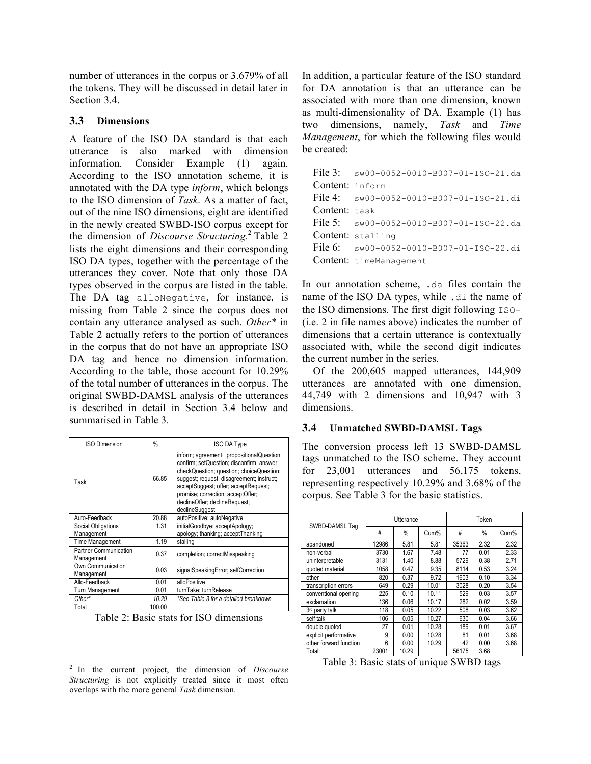number of utterances in the corpus or 3.679% of all the tokens. They will be discussed in detail later in Section 3.4.

### 3.3 Dimensions

A feature of the ISO DA standard is that each utterance is also marked with dimension information. Consider Example (1) again. According to the ISO annotation scheme, it is annotated with the DA type *inform*, which belongs to the ISO dimension of *Task*. As a matter of fact, out of the nine ISO dimensions, eight are identified in the newly created SWBD-ISO corpus except for the dimension of *Discourse Structuring*.[2] Table 2 lists the eight dimensions and their corresponding ISO DA types, together with the percentage of the utterances they cover. Note that only those DA types observed in the corpus are listed in the table. The DA tag `alloNegative`, for instance, is missing from Table 2 since the corpus does not contain any utterance analysed as such. *Other** in Table 2 actually refers to the portion of utterances in the corpus that do not have an appropriate ISO DA tag and hence no dimension information. According to the table, those account for 10.29% of the total number of utterances in the corpus. The original SWBD-DAMSL analysis of the utterances is described in detail in Section 3.4 below and summarised in Table 3.

| ISO Dimension | % | ISO DA Type |
|---|---|---|
| Task | 66.85 | inform; agreement; propositionalQuestion; confirm; setQuestion; disconfirm; answer; checkQuestion; question; choiceQuestion; suggest; request; disagreement; instruct; acceptSuggest; offer; acceptRequest; promise; correction; acceptOffer; declineOffer; declineRequest; declineSuggest |
| Auto-Feedback | 20.88 | autoPositive; autoNegative |
| Social Obligations Management | 1.31 | initialGoodbye; acceptApology; apology; thanking; acceptThanking |
| Time Management | 1.19 | stalling |
| Partner Communication Management | 0.37 | completion; correctMisspeaking |
| Own Communication Management | 0.03 | signalSpeakingError; selfCorrection |
| Allo-Feedback | 0.01 | alloPositive |
| Turn Management | 0.01 | turnTake; turnRelease |
| *Other** | *10.29* | *\*See Table 3 for a detailed breakdown* |
| Total | 100.00 | |

Table 2: Basic stats for ISO dimensions

In addition, a particular feature of the ISO standard for DA annotation is that an utterance can be associated with more than one dimension, known as multi-dimensionality of DA. Example (1) has two dimensions, namely, *Task* and *Time Management*, for which the following files would be created:

File 3: `sw00-0052-0010-B007-01-ISO-21.da`
Content: `inform`
File 4: `sw00-0052-0010-B007-01-ISO-21.di`
Content: `task`
File 5: `sw00-0052-0010-B007-01-ISO-22.da`
Content: `stalling`
File 6: `sw00-0052-0010-B007-01-ISO-22.di`
Content: `timeManagement`

In our annotation scheme, `.da` files contain the name of the ISO DA types, while `.di` the name of the ISO dimensions. The first digit following `ISO-` (i.e. 2 in file names above) indicates the number of dimensions that a certain utterance is contextually associated with, while the second digit indicates the current number in the series.

Of the 200,605 mapped utterances, 144,909 utterances are annotated with one dimension, 44,749 with 2 dimensions and 10,947 with 3 dimensions.

### 3.4 Unmatched SWBD-DAMSL Tags

The conversion process left 13 SWBD-DAMSL tags unmatched to the ISO scheme. They account for 23,001 utterances and 56,175 tokens, representing respectively 10.29% and 3.68% of the corpus. See Table 3 for the basic statistics.

| SWBD-DAMSL Tag | Utterance | | | Token | | |
|---|---|---|---|---|---|---|
| | # | % | Cum% | # | % | Cum% |
| abandoned | 12986 | 5.81 | 5.81 | 35363 | 2.32 | 2.32 |
| non-verbal | 3730 | 1.67 | 7.48 | 77 | 0.01 | 2.33 |
| uninterpretable | 3131 | 1.40 | 8.88 | 5729 | 0.38 | 2.71 |
| quoted material | 1058 | 0.47 | 9.35 | 8114 | 0.53 | 3.24 |
| other | 820 | 0.37 | 9.72 | 1603 | 0.10 | 3.34 |
| transcription errors | 649 | 0.29 | 10.01 | 3028 | 0.20 | 3.54 |
| conventional opening | 225 | 0.10 | 10.11 | 529 | 0.03 | 3.57 |
| exclamation | 136 | 0.06 | 10.17 | 282 | 0.02 | 3.59 |
| 3rd party talk | 118 | 0.05 | 10.22 | 508 | 0.03 | 3.62 |
| self talk | 106 | 0.05 | 10.27 | 630 | 0.04 | 3.66 |
| double quoted | 27 | 0.01 | 10.28 | 189 | 0.01 | 3.67 |
| explicit performative | 9 | 0.00 | 10.28 | 81 | 0.01 | 3.68 |
| other forward function | 6 | 0.00 | 10.29 | 42 | 0.00 | 3.68 |
| Total | 23001 | 10.29 | | 56175 | 3.68 | |

Table 3: Basic stats of unique SWBD tags

---

[2] In the current project, the dimension of *Discourse Structuring* is not explicitly treated since it most often overlaps with the more general *Task* dimension.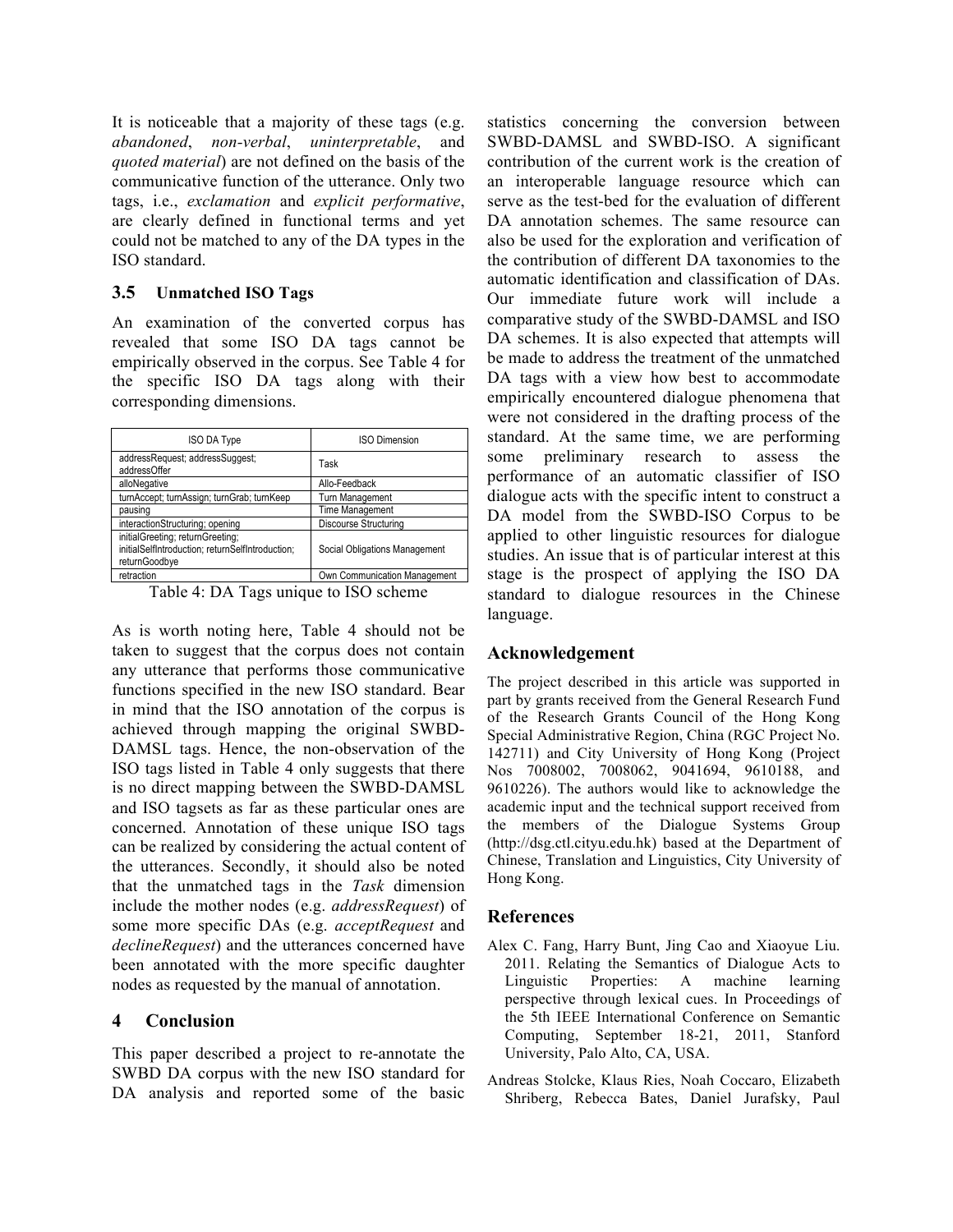It is noticeable that a majority of these tags (e.g. *abandoned*, *non-verbal*, *uninterpretable*, and *quoted material*) are not defined on the basis of the communicative function of the utterance. Only two tags, i.e., *exclamation* and *explicit performative*, are clearly defined in functional terms and yet could not be matched to any of the DA types in the ISO standard.

### 3.5 Unmatched ISO Tags

An examination of the converted corpus has revealed that some ISO DA tags cannot be empirically observed in the corpus. See Table 4 for the specific ISO DA tags along with their corresponding dimensions.

| ISO DA Type | ISO Dimension |
|---|---|
| addressRequest; addressSuggest; addressOffer | Task |
| alloNegative | Allo-Feedback |
| turnAccept; turnAssign; turnGrab; turnKeep | Turn Management |
| pausing | Time Management |
| interactionStructuring; opening | Discourse Structuring |
| initialGreeting; returnGreeting; initialSelfIntroduction; returnSelfIntroduction; returnGoodbye | Social Obligations Management |
| retraction | Own Communication Management |

Table 4: DA Tags unique to ISO scheme

As is worth noting here, Table 4 should not be taken to suggest that the corpus does not contain any utterance that performs those communicative functions specified in the new ISO standard. Bear in mind that the ISO annotation of the corpus is achieved through mapping the original SWBD-DAMSL tags. Hence, the non-observation of the ISO tags listed in Table 4 only suggests that there is no direct mapping between the SWBD-DAMSL and ISO tagsets as far as these particular ones are concerned. Annotation of these unique ISO tags can be realized by considering the actual content of the utterances. Secondly, it should also be noted that the unmatched tags in the *Task* dimension include the mother nodes (e.g. *addressRequest*) of some more specific DAs (e.g. *acceptRequest* and *declineRequest*) and the utterances concerned have been annotated with the more specific daughter nodes as requested by the manual of annotation.

## 4 Conclusion

This paper described a project to re-annotate the SWBD DA corpus with the new ISO standard for DA analysis and reported some of the basic statistics concerning the conversion between SWBD-DAMSL and SWBD-ISO. A significant contribution of the current work is the creation of an interoperable language resource which can serve as the test-bed for the evaluation of different DA annotation schemes. The same resource can also be used for the exploration and verification of the contribution of different DA taxonomies to the automatic identification and classification of DAs. Our immediate future work will include a comparative study of the SWBD-DAMSL and ISO DA schemes. It is also expected that attempts will be made to address the treatment of the unmatched DA tags with a view how best to accommodate empirically encountered dialogue phenomena that were not considered in the drafting process of the standard. At the same time, we are performing some preliminary research to assess the performance of an automatic classifier of ISO dialogue acts with the specific intent to construct a DA model from the SWBD-ISO Corpus to be applied to other linguistic resources for dialogue studies. An issue that is of particular interest at this stage is the prospect of applying the ISO DA standard to dialogue resources in the Chinese language.

## Acknowledgement

The project described in this article was supported in part by grants received from the General Research Fund of the Research Grants Council of the Hong Kong Special Administrative Region, China (RGC Project No. 142711) and City University of Hong Kong (Project Nos 7008002, 7008062, 9041694, 9610188, and 9610226). The authors would like to acknowledge the academic input and the technical support received from the members of the Dialogue Systems Group (http://dsg.ctl.cityu.edu.hk) based at the Department of Chinese, Translation and Linguistics, City University of Hong Kong.

## References

Alex C. Fang, Harry Bunt, Jing Cao and Xiaoyue Liu. 2011. Relating the Semantics of Dialogue Acts to Linguistic Properties: A machine learning perspective through lexical cues. In Proceedings of the 5th IEEE International Conference on Semantic Computing, September 18-21, 2011, Stanford University, Palo Alto, CA, USA.

Andreas Stolcke, Klaus Ries, Noah Coccaro, Elizabeth Shriberg, Rebecca Bates, Daniel Jurafsky, Paul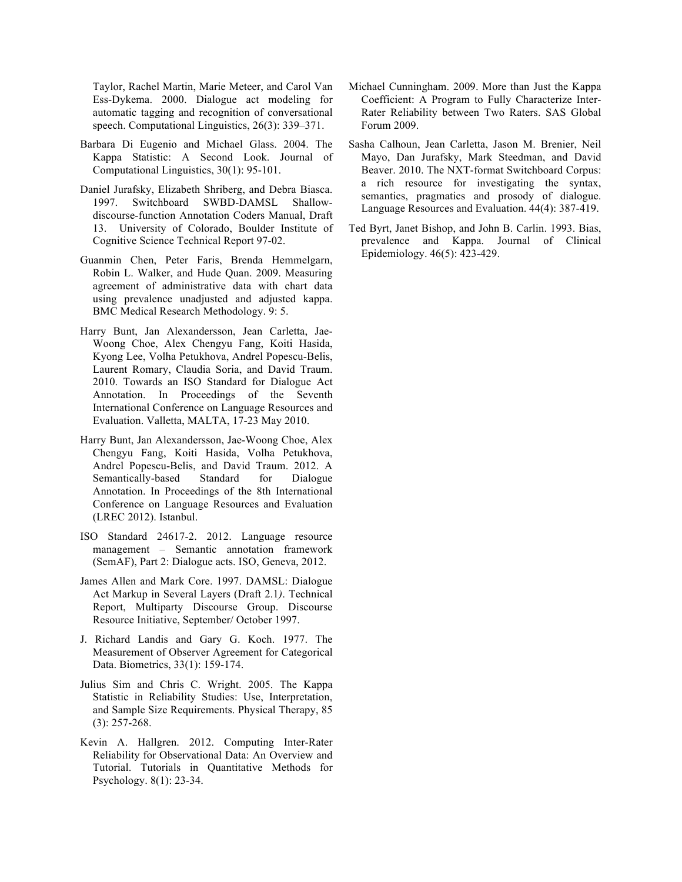Taylor, Rachel Martin, Marie Meteer, and Carol Van Ess-Dykema. 2000. Dialogue act modeling for automatic tagging and recognition of conversational speech. Computational Linguistics, 26(3): 339–371.

Barbara Di Eugenio and Michael Glass. 2004. The Kappa Statistic: A Second Look. Journal of Computational Linguistics, 30(1): 95-101.

Daniel Jurafsky, Elizabeth Shriberg, and Debra Biasca. 1997. Switchboard SWBD-DAMSL Shallow-discourse-function Annotation Coders Manual, Draft 13. University of Colorado, Boulder Institute of Cognitive Science Technical Report 97-02.

Guanmin Chen, Peter Faris, Brenda Hemmelgarn, Robin L. Walker, and Hude Quan. 2009. Measuring agreement of administrative data with chart data using prevalence unadjusted and adjusted kappa. BMC Medical Research Methodology. 9: 5.

Harry Bunt, Jan Alexandersson, Jean Carletta, Jae-Woong Choe, Alex Chengyu Fang, Koiti Hasida, Kyong Lee, Volha Petukhova, Andrel Popescu-Belis, Laurent Romary, Claudia Soria, and David Traum. 2010. Towards an ISO Standard for Dialogue Act Annotation. In Proceedings of the Seventh International Conference on Language Resources and Evaluation. Valletta, MALTA, 17-23 May 2010.

Harry Bunt, Jan Alexandersson, Jae-Woong Choe, Alex Chengyu Fang, Koiti Hasida, Volha Petukhova, Andrel Popescu-Belis, and David Traum. 2012. A Semantically-based Standard for Dialogue Annotation. In Proceedings of the 8th International Conference on Language Resources and Evaluation (LREC 2012). Istanbul.

ISO Standard 24617-2. 2012. Language resource management – Semantic annotation framework (SemAF), Part 2: Dialogue acts. ISO, Geneva, 2012.

James Allen and Mark Core. 1997. DAMSL: Dialogue Act Markup in Several Layers (Draft 2.1*)*. Technical Report, Multiparty Discourse Group. Discourse Resource Initiative, September/ October 1997.

J. Richard Landis and Gary G. Koch. 1977. The Measurement of Observer Agreement for Categorical Data. Biometrics, 33(1): 159-174.

Julius Sim and Chris C. Wright. 2005. The Kappa Statistic in Reliability Studies: Use, Interpretation, and Sample Size Requirements. Physical Therapy, 85 (3): 257-268.

Kevin A. Hallgren. 2012. Computing Inter-Rater Reliability for Observational Data: An Overview and Tutorial. Tutorials in Quantitative Methods for Psychology. 8(1): 23-34.

Michael Cunningham. 2009. More than Just the Kappa Coefficient: A Program to Fully Characterize Inter-Rater Reliability between Two Raters. SAS Global Forum 2009.

Sasha Calhoun, Jean Carletta, Jason M. Brenier, Neil Mayo, Dan Jurafsky, Mark Steedman, and David Beaver. 2010. The NXT-format Switchboard Corpus: a rich resource for investigating the syntax, semantics, pragmatics and prosody of dialogue. Language Resources and Evaluation. 44(4): 387-419.

Ted Byrt, Janet Bishop, and John B. Carlin. 1993. Bias, prevalence and Kappa. Journal of Clinical Epidemiology. 46(5): 423-429.